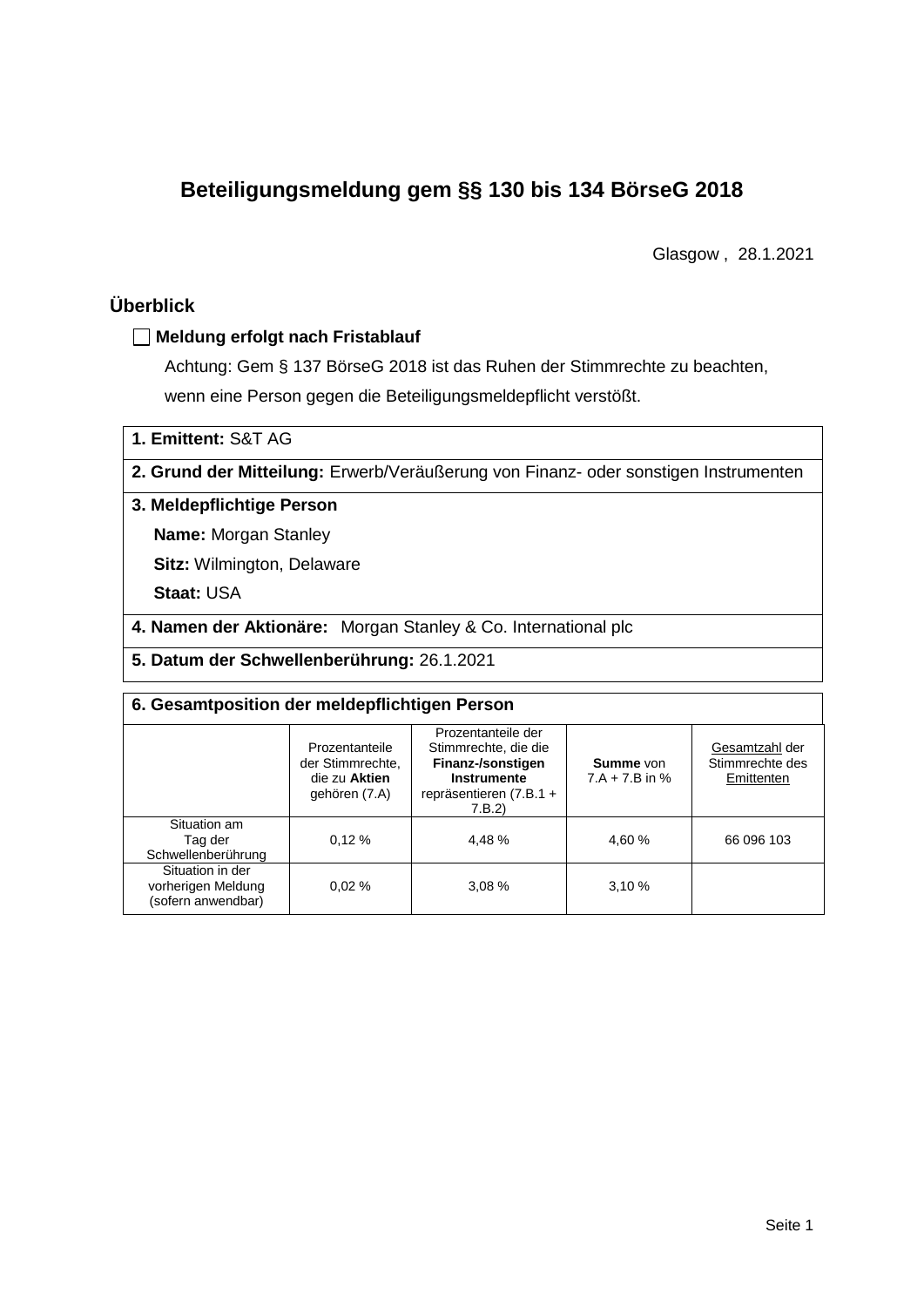# Beteiligungsmeldung gem §§ 130 bis 134 BörseG 2018

Glasgow , 28.1.2021

## Überblick

☐ **Meldung erfolgt nach Fristablauf**

Achtung: Gem § 137 BörseG 2018 ist das Ruhen der Stimmrechte zu beachten, wenn eine Person gegen die Beteiligungsmeldepflicht verstößt.

**1. Emittent:** S&T AG

**2. Grund der Mitteilung:** Erwerb/Veräußerung von Finanz- oder sonstigen Instrumenten

**3. Meldepflichtige Person**

**Name:** Morgan Stanley

**Sitz:** Wilmington, Delaware

**Staat:** USA

**4. Namen der Aktionäre:** Morgan Stanley & Co. International plc

**5. Datum der Schwellenberührung:** 26.1.2021

**6. Gesamtposition der meldepflichtigen Person**

| | Prozentanteile der Stimmrechte, die zu **Aktien** gehören (7.A) | Prozentanteile der Stimmrechte, die die **Finanz-/sonstigen Instrumente** repräsentieren (7.B.1 + 7.B.2) | **Summe** von 7.A + 7.B in % | Gesamtzahl der Stimmrechte des Emittenten |
|---|---|---|---|---|
| Situation am Tag der Schwellenberührung | 0,12 % | 4,48 % | 4,60 % | 66 096 103 |
| Situation in der vorherigen Meldung (sofern anwendbar) | 0,02 % | 3,08 % | 3,10 % | |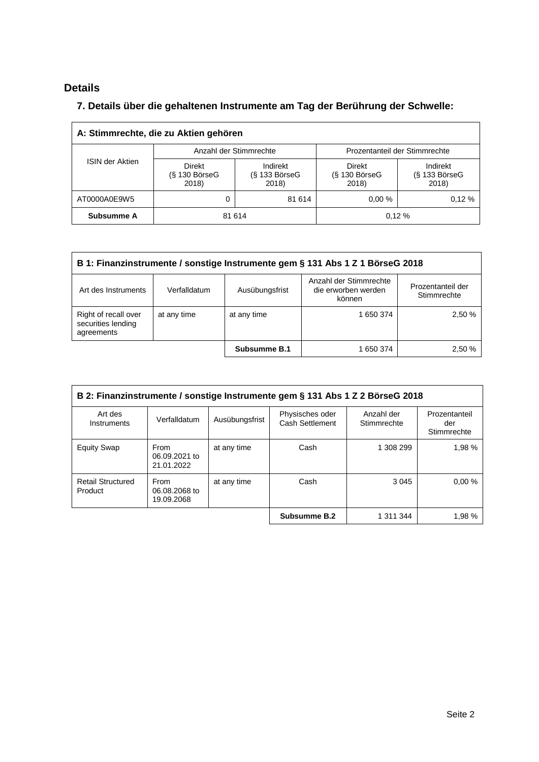## Details

### 7. Details über die gehaltenen Instrumente am Tag der Berührung der Schwelle:

| A: Stimmrechte, die zu Aktien gehören | | | | |
|---|---|---|---|---|
| ISIN der Aktien | Anzahl der Stimmrechte | | Prozentanteil der Stimmrechte | |
| | Direkt (§ 130 BörseG 2018) | Indirekt (§ 133 BörseG 2018) | Direkt (§ 130 BörseG 2018) | Indirekt (§ 133 BörseG 2018) |
| AT0000A0E9W5 | 0 | 81 614 | 0,00 % | 0,12 % |
| **Subsumme A** | 81 614 | | 0,12 % | |

| B 1: Finanzinstrumente / sonstige Instrumente gem § 131 Abs 1 Z 1 BörseG 2018 | | | | |
|---|---|---|---|---|
| Art des Instruments | Verfalldatum | Ausübungsfrist | Anzahl der Stimmrechte die erworben werden können | Prozentanteil der Stimmrechte |
| Right of recall over securities lending agreements | at any time | at any time | 1 650 374 | 2,50 % |
| | | **Subsumme B.1** | 1 650 374 | 2,50 % |

| B 2: Finanzinstrumente / sonstige Instrumente gem § 131 Abs 1 Z 2 BörseG 2018 | | | | | |
|---|---|---|---|---|---|
| Art des Instruments | Verfalldatum | Ausübungsfrist | Physisches oder Cash Settlement | Anzahl der Stimmrechte | Prozentanteil der Stimmrechte |
| Equity Swap | From 06.09.2021 to 21.01.2022 | at any time | Cash | 1 308 299 | 1,98 % |
| Retail Structured Product | From 06.08.2068 to 19.09.2068 | at any time | Cash | 3 045 | 0,00 % |
| | | | **Subsumme B.2** | 1 311 344 | 1,98 % |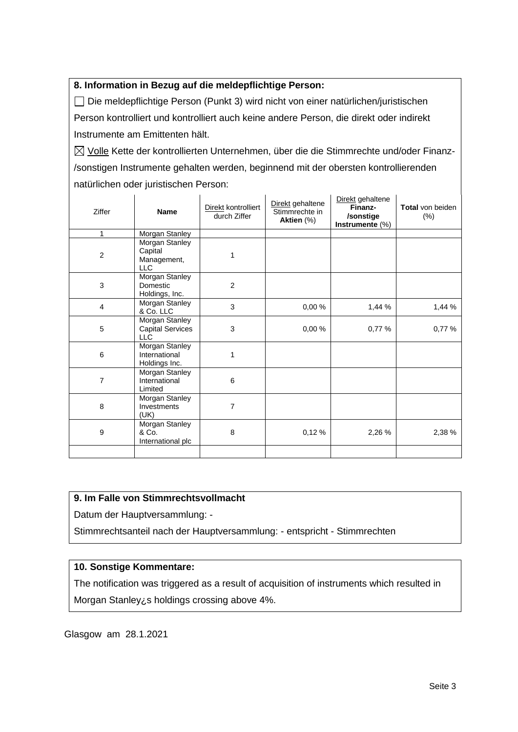### 8. Information in Bezug auf die meldepflichtige Person:

☐ Die meldepflichtige Person (Punkt 3) wird nicht von einer natürlichen/juristischen Person kontrolliert und kontrolliert auch keine andere Person, die direkt oder indirekt Instrumente am Emittenten hält.

☒ Volle Kette der kontrollierten Unternehmen, über die die Stimmrechte und/oder Finanz-/sonstigen Instrumente gehalten werden, beginnend mit der obersten kontrollierenden natürlichen oder juristischen Person:

| Ziffer | Name | Direkt kontrolliert durch Ziffer | Direkt gehaltene Stimmrechte in **Aktien** (%) | Direkt gehaltene **Finanz-/sonstige Instrumente** (%) | **Total** von beiden (%) |
|---|---|---|---|---|---|
| 1 | Morgan Stanley | | | | |
| 2 | Morgan Stanley Capital Management, LLC | 1 | | | |
| 3 | Morgan Stanley Domestic Holdings, Inc. | 2 | | | |
| 4 | Morgan Stanley & Co. LLC | 3 | 0,00 % | 1,44 % | 1,44 % |
| 5 | Morgan Stanley Capital Services LLC | 3 | 0,00 % | 0,77 % | 0,77 % |
| 6 | Morgan Stanley International Holdings Inc. | 1 | | | |
| 7 | Morgan Stanley International Limited | 6 | | | |
| 8 | Morgan Stanley Investments (UK) | 7 | | | |
| 9 | Morgan Stanley & Co. International plc | 8 | 0,12 % | 2,26 % | 2,38 % |
| | | | | | |

### 9. Im Falle von Stimmrechtsvollmacht

Datum der Hauptversammlung: -

Stimmrechtsanteil nach der Hauptversammlung: - entspricht - Stimmrechten

### 10. Sonstige Kommentare:

The notification was triggered as a result of acquisition of instruments which resulted in Morgan Stanley¿s holdings crossing above 4%.

Glasgow am 28.1.2021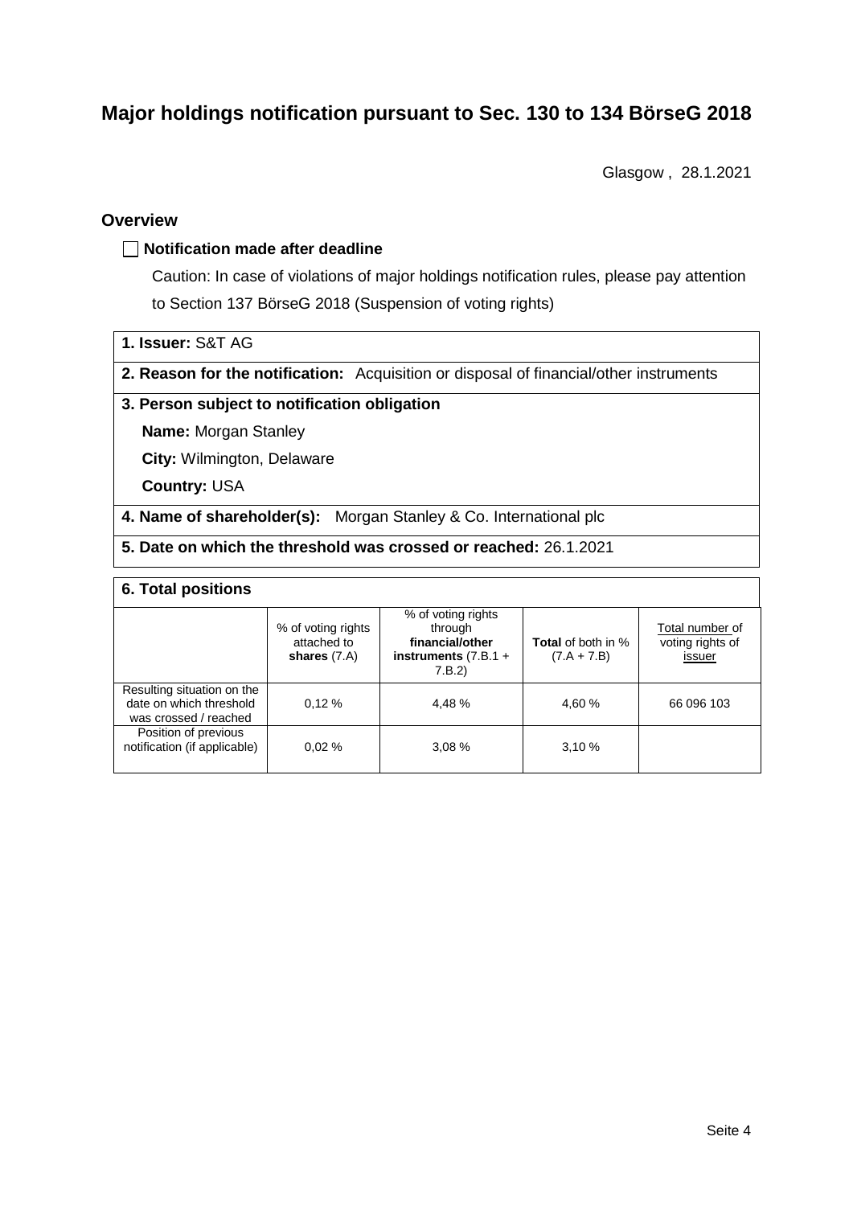# Major holdings notification pursuant to Sec. 130 to 134 BörseG 2018

Glasgow , 28.1.2021

## Overview

☐ **Notification made after deadline**

Caution: In case of violations of major holdings notification rules, please pay attention to Section 137 BörseG 2018 (Suspension of voting rights)

**1. Issuer:** S&T AG

**2. Reason for the notification:** Acquisition or disposal of financial/other instruments

**3. Person subject to notification obligation**

**Name:** Morgan Stanley

**City:** Wilmington, Delaware

**Country:** USA

**4. Name of shareholder(s):** Morgan Stanley & Co. International plc

**5. Date on which the threshold was crossed or reached:** 26.1.2021

**6. Total positions**

| | % of voting rights attached to **shares** (7.A) | % of voting rights through **financial/other instruments** (7.B.1 + 7.B.2) | **Total** of both in % (7.A + 7.B) | Total number of voting rights of issuer |
|---|---|---|---|---|
| Resulting situation on the date on which threshold was crossed / reached | 0,12 % | 4,48 % | 4,60 % | 66 096 103 |
| Position of previous notification (if applicable) | 0,02 % | 3,08 % | 3,10 % | |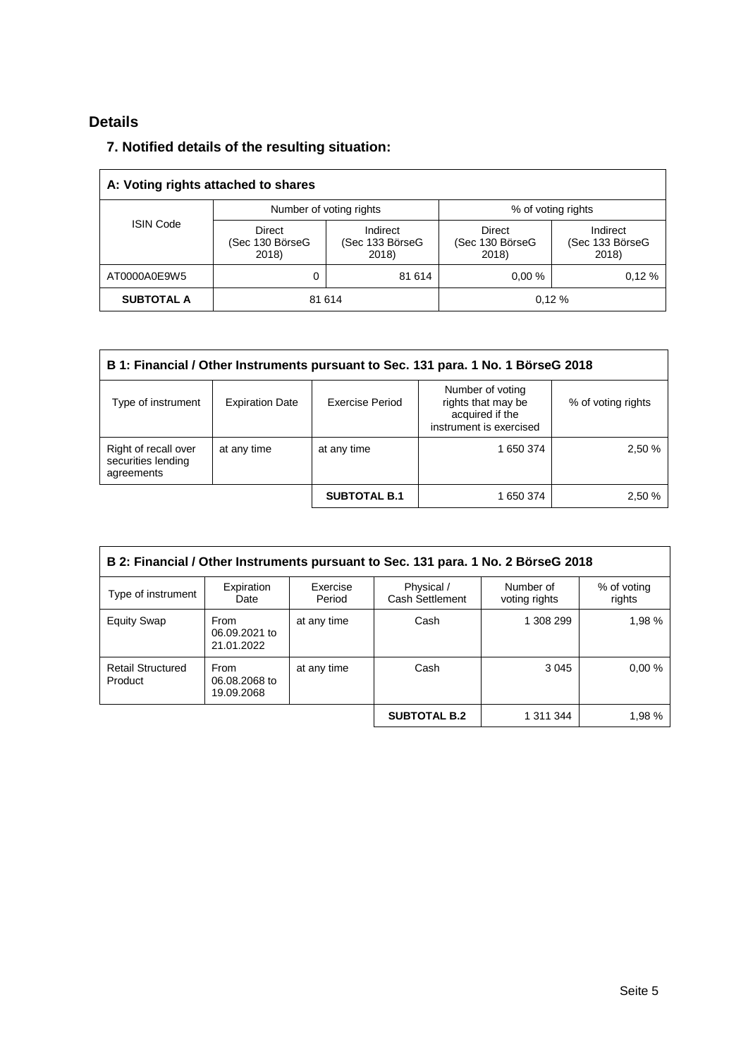## Details

### 7. Notified details of the resulting situation:

| A: Voting rights attached to shares | | | | |
|---|---|---|---|---|
| ISIN Code | Number of voting rights | | % of voting rights | |
| | Direct (Sec 130 BörseG 2018) | Indirect (Sec 133 BörseG 2018) | Direct (Sec 130 BörseG 2018) | Indirect (Sec 133 BörseG 2018) |
| AT0000A0E9W5 | 0 | 81 614 | 0,00 % | 0,12 % |
| **SUBTOTAL A** | 81 614 | | 0,12 % | |

| B 1: Financial / Other Instruments pursuant to Sec. 131 para. 1 No. 1 BörseG 2018 | | | | |
|---|---|---|---|---|
| Type of instrument | Expiration Date | Exercise Period | Number of voting rights that may be acquired if the instrument is exercised | % of voting rights |
| Right of recall over securities lending agreements | at any time | at any time | 1 650 374 | 2,50 % |
| | | **SUBTOTAL B.1** | 1 650 374 | 2,50 % |

| B 2: Financial / Other Instruments pursuant to Sec. 131 para. 1 No. 2 BörseG 2018 | | | | | |
|---|---|---|---|---|---|
| Type of instrument | Expiration Date | Exercise Period | Physical / Cash Settlement | Number of voting rights | % of voting rights |
| Equity Swap | From 06.09.2021 to 21.01.2022 | at any time | Cash | 1 308 299 | 1,98 % |
| Retail Structured Product | From 06.08.2068 to 19.09.2068 | at any time | Cash | 3 045 | 0,00 % |
| | | | **SUBTOTAL B.2** | 1 311 344 | 1,98 % |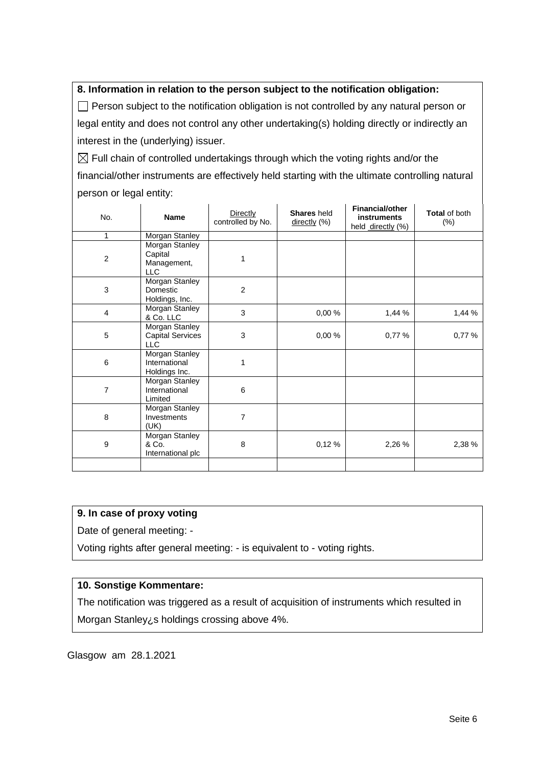## 8. Information in relation to the person subject to the notification obligation:

☐ Person subject to the notification obligation is not controlled by any natural person or legal entity and does not control any other undertaking(s) holding directly or indirectly an interest in the (underlying) issuer.

☒ Full chain of controlled undertakings through which the voting rights and/or the financial/other instruments are effectively held starting with the ultimate controlling natural person or legal entity:

| No. | Name | Directly controlled by No. | **Shares** held directly (%) | **Financial/other instruments** held directly (%) | **Total** of both (%) |
|---|---|---|---|---|---|
| 1 | Morgan Stanley | | | | |
| 2 | Morgan Stanley Capital Management, LLC | 1 | | | |
| 3 | Morgan Stanley Domestic Holdings, Inc. | 2 | | | |
| 4 | Morgan Stanley & Co. LLC | 3 | 0,00 % | 1,44 % | 1,44 % |
| 5 | Morgan Stanley Capital Services LLC | 3 | 0,00 % | 0,77 % | 0,77 % |
| 6 | Morgan Stanley International Holdings Inc. | 1 | | | |
| 7 | Morgan Stanley International Limited | 6 | | | |
| 8 | Morgan Stanley Investments (UK) | 7 | | | |
| 9 | Morgan Stanley & Co. International plc | 8 | 0,12 % | 2,26 % | 2,38 % |
| | | | | | |

## 9. In case of proxy voting

Date of general meeting: -

Voting rights after general meeting: - is equivalent to - voting rights.

## 10. Sonstige Kommentare:

The notification was triggered as a result of acquisition of instruments which resulted in Morgan Stanley¿s holdings crossing above 4%.

Glasgow am 28.1.2021